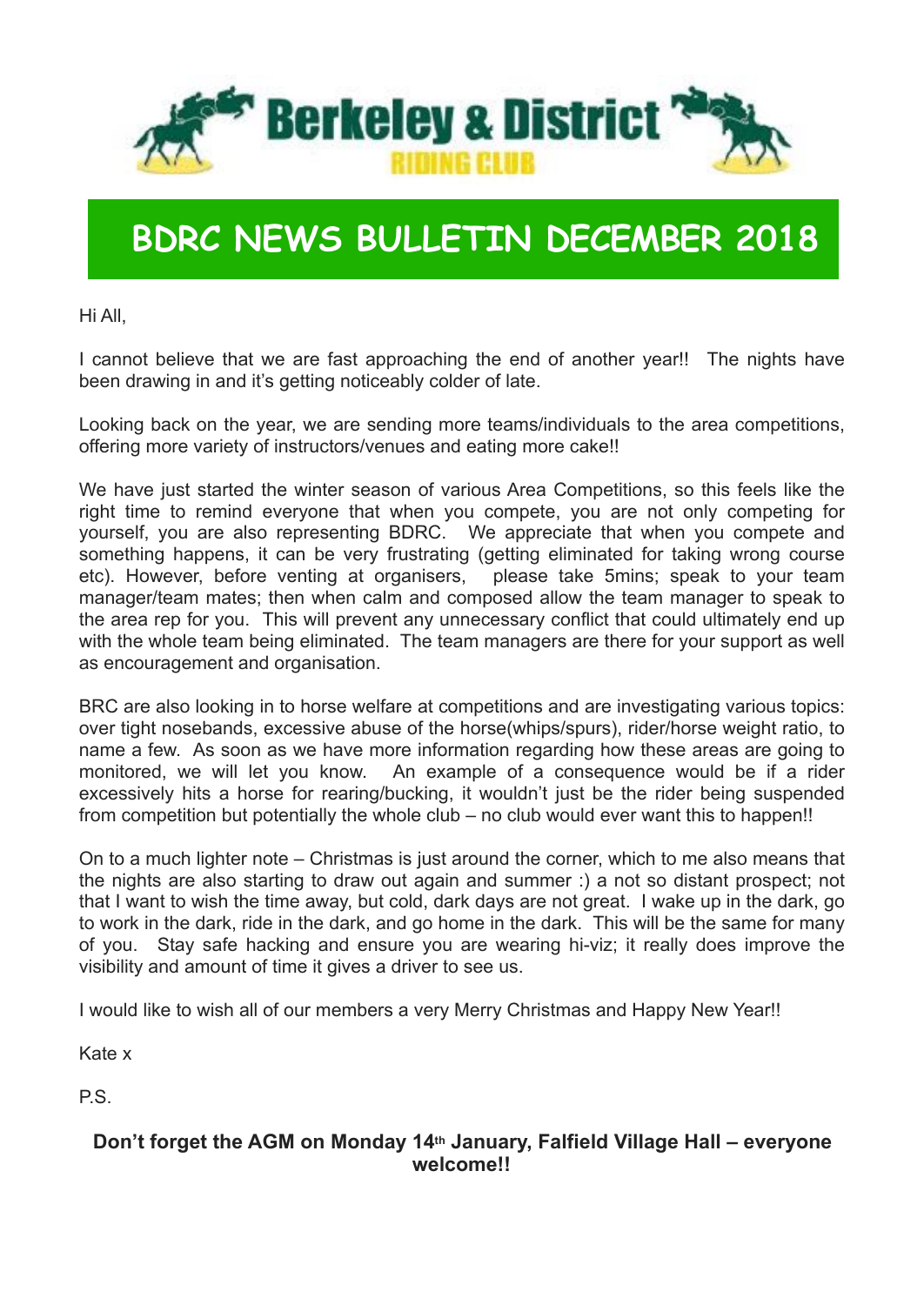# Berkeley & District RIDING CLUB

## BDRC NEWS BULLETIN DECEMBER 2018

Hi All,

I cannot believe that we are fast approaching the end of another year!! The nights have been drawing in and it's getting noticeably colder of late.

Looking back on the year, we are sending more teams/individuals to the area competitions, offering more variety of instructors/venues and eating more cake!!

We have just started the winter season of various Area Competitions, so this feels like the right time to remind everyone that when you compete, you are not only competing for yourself, you are also representing BDRC. We appreciate that when you compete and something happens, it can be very frustrating (getting eliminated for taking wrong course etc). However, before venting at organisers, please take 5mins; speak to your team manager/team mates; then when calm and composed allow the team manager to speak to the area rep for you. This will prevent any unnecessary conflict that could ultimately end up with the whole team being eliminated. The team managers are there for your support as well as encouragement and organisation.

BRC are also looking in to horse welfare at competitions and are investigating various topics: over tight nosebands, excessive abuse of the horse(whips/spurs), rider/horse weight ratio, to name a few. As soon as we have more information regarding how these areas are going to monitored, we will let you know. An example of a consequence would be if a rider excessively hits a horse for rearing/bucking, it wouldn't just be the rider being suspended from competition but potentially the whole club – no club would ever want this to happen!!

On to a much lighter note – Christmas is just around the corner, which to me also means that the nights are also starting to draw out again and summer :) a not so distant prospect; not that I want to wish the time away, but cold, dark days are not great. I wake up in the dark, go to work in the dark, ride in the dark, and go home in the dark. This will be the same for many of you. Stay safe hacking and ensure you are wearing hi-viz; it really does improve the visibility and amount of time it gives a driver to see us.

I would like to wish all of our members a very Merry Christmas and Happy New Year!!

Kate x

P.S.

**Don't forget the AGM on Monday 14th January, Falfield Village Hall – everyone welcome!!**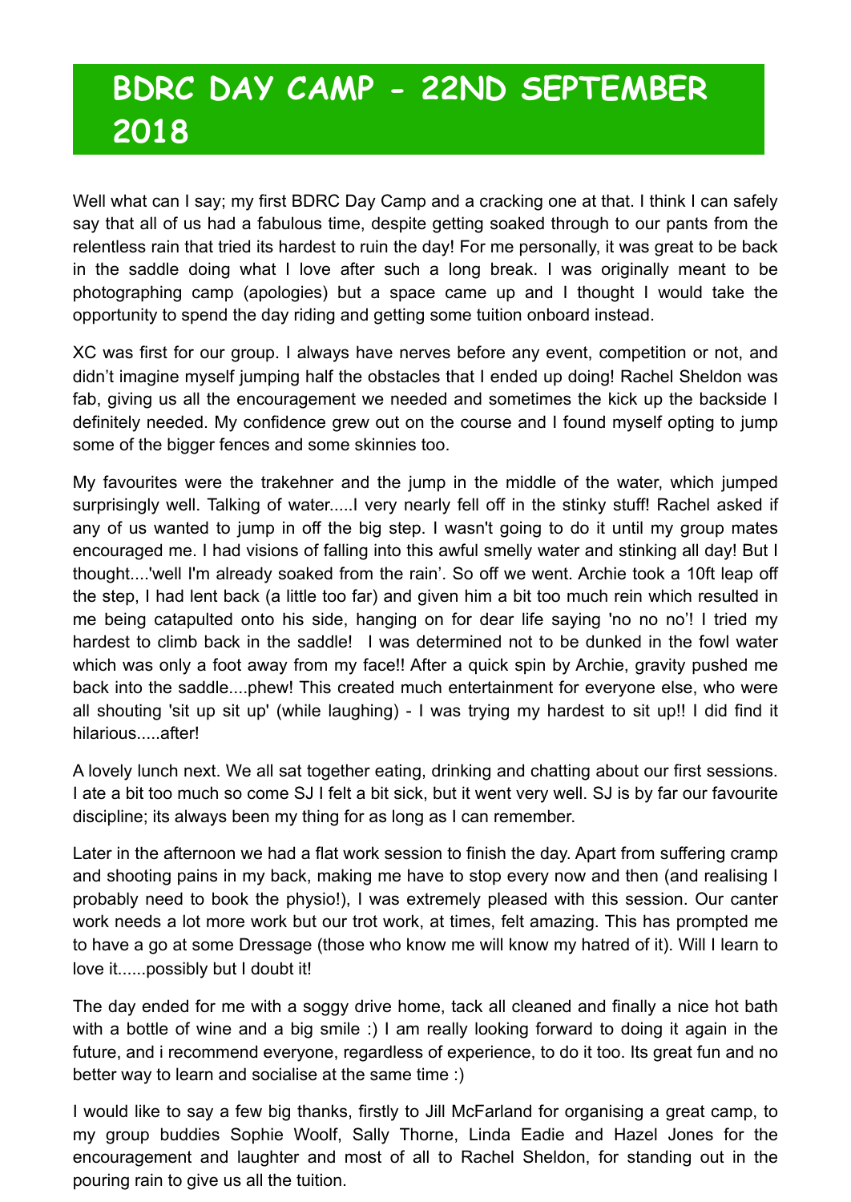# BDRC DAY CAMP - 22ND SEPTEMBER 2018

Well what can I say; my first BDRC Day Camp and a cracking one at that. I think I can safely say that all of us had a fabulous time, despite getting soaked through to our pants from the relentless rain that tried its hardest to ruin the day! For me personally, it was great to be back in the saddle doing what I love after such a long break. I was originally meant to be photographing camp (apologies) but a space came up and I thought I would take the opportunity to spend the day riding and getting some tuition onboard instead.

XC was first for our group. I always have nerves before any event, competition or not, and didn't imagine myself jumping half the obstacles that I ended up doing! Rachel Sheldon was fab, giving us all the encouragement we needed and sometimes the kick up the backside I definitely needed. My confidence grew out on the course and I found myself opting to jump some of the bigger fences and some skinnies too.

My favourites were the trakehner and the jump in the middle of the water, which jumped surprisingly well. Talking of water.....I very nearly fell off in the stinky stuff! Rachel asked if any of us wanted to jump in off the big step. I wasn't going to do it until my group mates encouraged me. I had visions of falling into this awful smelly water and stinking all day! But I thought....'well I'm already soaked from the rain'. So off we went. Archie took a 10ft leap off the step, I had lent back (a little too far) and given him a bit too much rein which resulted in me being catapulted onto his side, hanging on for dear life saying 'no no no'! I tried my hardest to climb back in the saddle! I was determined not to be dunked in the fowl water which was only a foot away from my face!! After a quick spin by Archie, gravity pushed me back into the saddle....phew! This created much entertainment for everyone else, who were all shouting 'sit up sit up' (while laughing) - I was trying my hardest to sit up!! I did find it hilarious.....after!

A lovely lunch next. We all sat together eating, drinking and chatting about our first sessions. I ate a bit too much so come SJ I felt a bit sick, but it went very well. SJ is by far our favourite discipline; its always been my thing for as long as I can remember.

Later in the afternoon we had a flat work session to finish the day. Apart from suffering cramp and shooting pains in my back, making me have to stop every now and then (and realising I probably need to book the physio!), I was extremely pleased with this session. Our canter work needs a lot more work but our trot work, at times, felt amazing. This has prompted me to have a go at some Dressage (those who know me will know my hatred of it). Will I learn to love it......possibly but I doubt it!

The day ended for me with a soggy drive home, tack all cleaned and finally a nice hot bath with a bottle of wine and a big smile :) I am really looking forward to doing it again in the future, and i recommend everyone, regardless of experience, to do it too. Its great fun and no better way to learn and socialise at the same time :)

I would like to say a few big thanks, firstly to Jill McFarland for organising a great camp, to my group buddies Sophie Woolf, Sally Thorne, Linda Eadie and Hazel Jones for the encouragement and laughter and most of all to Rachel Sheldon, for standing out in the pouring rain to give us all the tuition.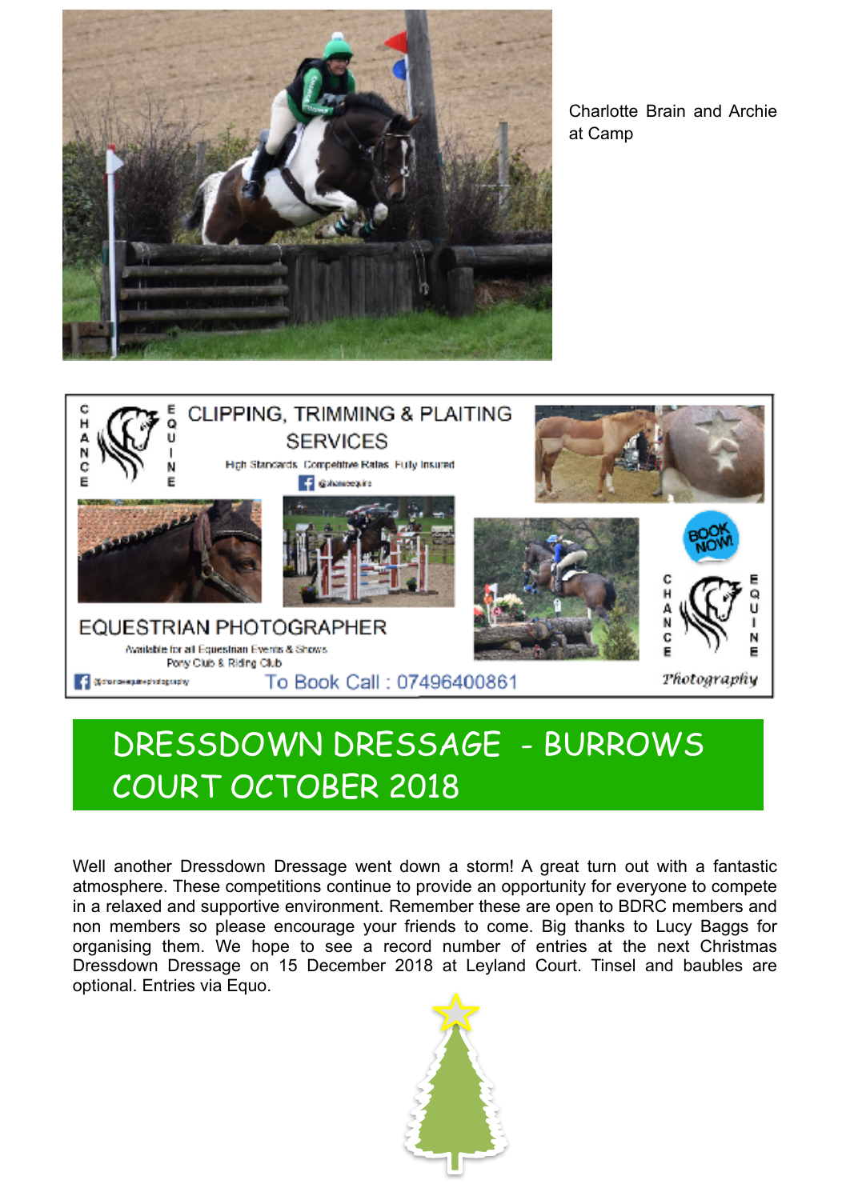Charlotte Brain and Archie at Camp

CHANCE EQUINE

CLIPPING, TRIMMING & PLAITING SERVICES

High Standards Competitive Rates Fully Insured

@chanceequine

BOOK NOW!

EQUESTRIAN PHOTOGRAPHER

Available for all Equestrian Events & Shows
Pony Club & Riding Club

@chanceequinephotography

To Book Call : 07496400861

CHANCE EQUINE Photography

## DRESSDOWN DRESSAGE - BURROWS COURT OCTOBER 2018

Well another Dressdown Dressage went down a storm! A great turn out with a fantastic atmosphere. These competitions continue to provide an opportunity for everyone to compete in a relaxed and supportive environment. Remember these are open to BDRC members and non members so please encourage your friends to come. Big thanks to Lucy Baggs for organising them. We hope to see a record number of entries at the next Christmas Dressdown Dressage on 15 December 2018 at Leyland Court. Tinsel and baubles are optional. Entries via Equo.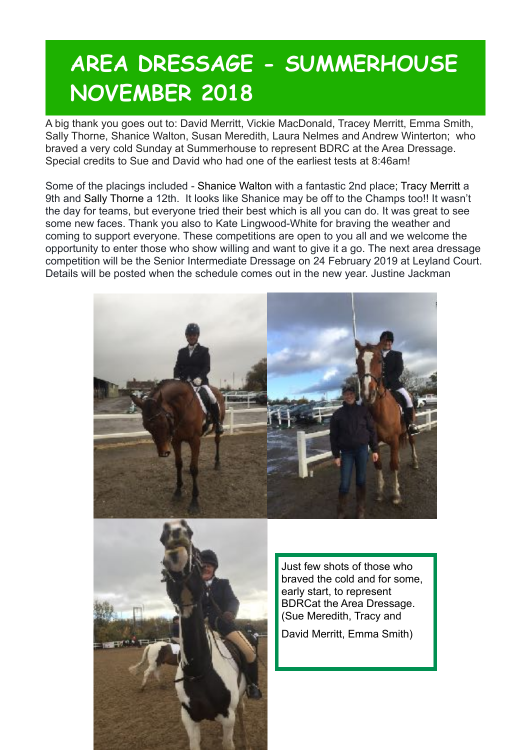# AREA DRESSAGE - SUMMERHOUSE NOVEMBER 2018

A big thank you goes out to: David Merritt, Vickie MacDonald, Tracey Merritt, Emma Smith, Sally Thorne, Shanice Walton, Susan Meredith, Laura Nelmes and Andrew Winterton; who braved a very cold Sunday at Summerhouse to represent BDRC at the Area Dressage. Special credits to Sue and David who had one of the earliest tests at 8:46am!

Some of the placings included - Shanice Walton with a fantastic 2nd place; Tracy Merritt a 9th and Sally Thorne a 12th. It looks like Shanice may be off to the Champs too!! It wasn't the day for teams, but everyone tried their best which is all you can do. It was great to see some new faces. Thank you also to Kate Lingwood-White for braving the weather and coming to support everyone. These competitions are open to you all and we welcome the opportunity to enter those who show willing and want to give it a go. The next area dressage competition will be the Senior Intermediate Dressage on 24 February 2019 at Leyland Court. Details will be posted when the schedule comes out in the new year. Justine Jackman

Just few shots of those who braved the cold and for some, early start, to represent BDRCat the Area Dressage. (Sue Meredith, Tracy and David Merritt, Emma Smith)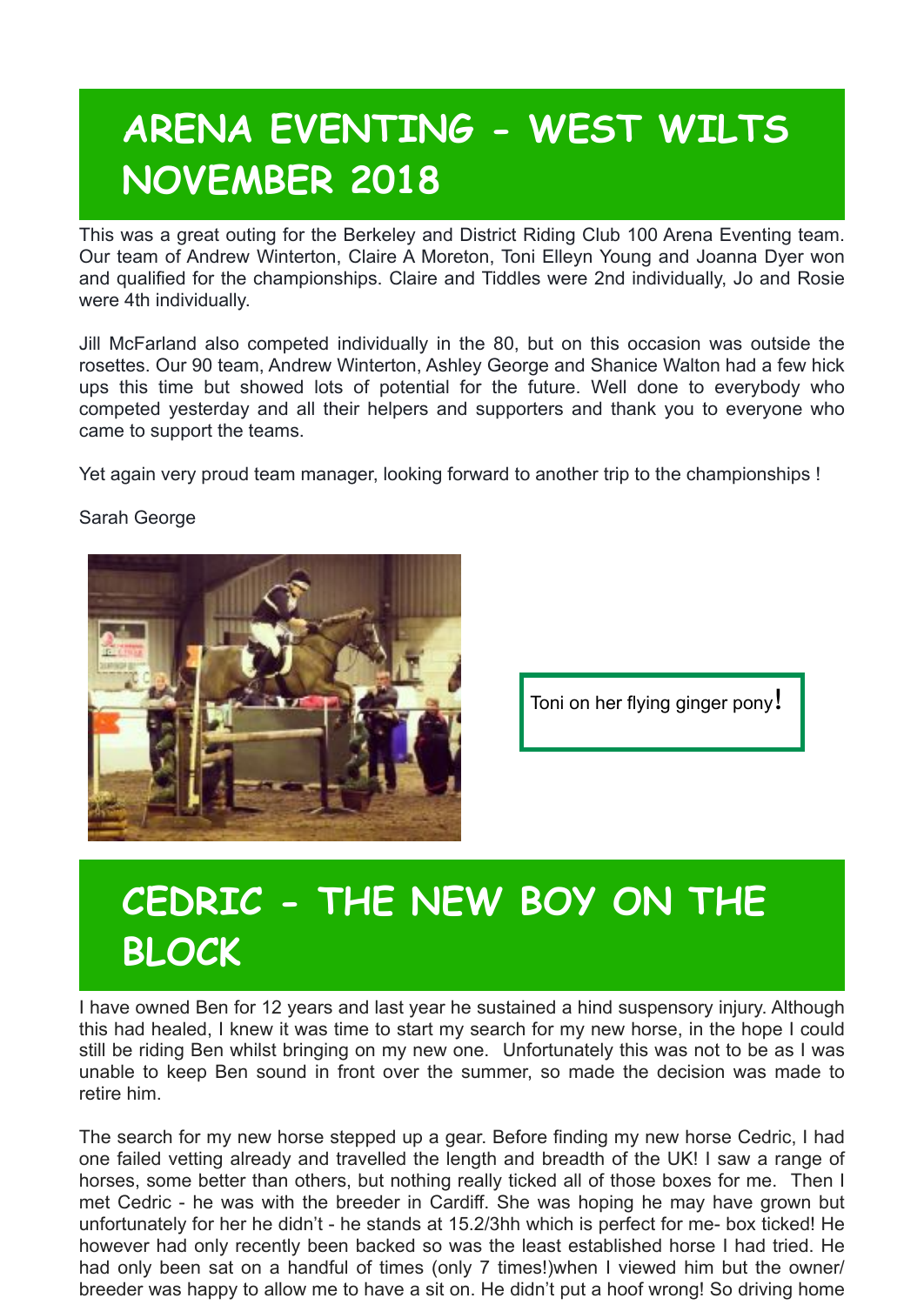# ARENA EVENTING - WEST WILTS NOVEMBER 2018

This was a great outing for the Berkeley and District Riding Club 100 Arena Eventing team. Our team of Andrew Winterton, Claire A Moreton, Toni Elleyn Young and Joanna Dyer won and qualified for the championships. Claire and Tiddles were 2nd individually, Jo and Rosie were 4th individually.

Jill McFarland also competed individually in the 80, but on this occasion was outside the rosettes. Our 90 team, Andrew Winterton, Ashley George and Shanice Walton had a few hick ups this time but showed lots of potential for the future. Well done to everybody who competed yesterday and all their helpers and supporters and thank you to everyone who came to support the teams.

Yet again very proud team manager, looking forward to another trip to the championships !

Sarah George

Toni on her flying ginger pony!

# CEDRIC - THE NEW BOY ON THE BLOCK

I have owned Ben for 12 years and last year he sustained a hind suspensory injury. Although this had healed, I knew it was time to start my search for my new horse, in the hope I could still be riding Ben whilst bringing on my new one. Unfortunately this was not to be as I was unable to keep Ben sound in front over the summer, so made the decision was made to retire him.

The search for my new horse stepped up a gear. Before finding my new horse Cedric, I had one failed vetting already and travelled the length and breadth of the UK! I saw a range of horses, some better than others, but nothing really ticked all of those boxes for me. Then I met Cedric - he was with the breeder in Cardiff. She was hoping he may have grown but unfortunately for her he didn't - he stands at 15.2/3hh which is perfect for me- box ticked! He however had only recently been backed so was the least established horse I had tried. He had only been sat on a handful of times (only 7 times!)when I viewed him but the owner/ breeder was happy to allow me to have a sit on. He didn't put a hoof wrong! So driving home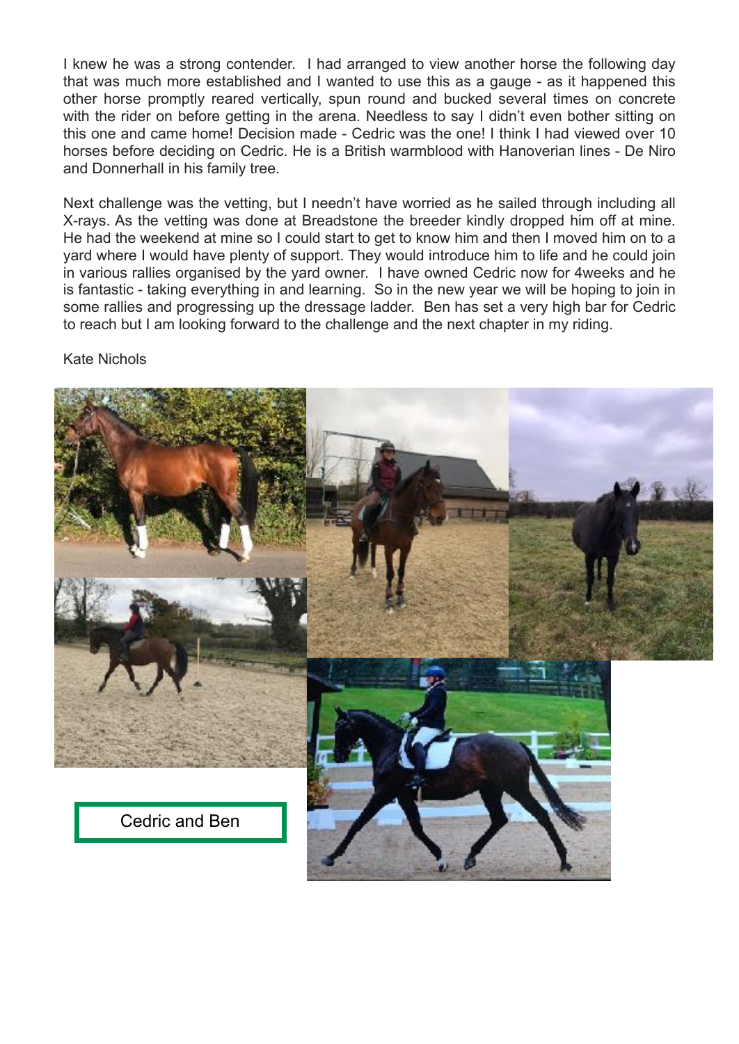I knew he was a strong contender. I had arranged to view another horse the following day that was much more established and I wanted to use this as a gauge - as it happened this other horse promptly reared vertically, spun round and bucked several times on concrete with the rider on before getting in the arena. Needless to say I didn't even bother sitting on this one and came home! Decision made - Cedric was the one! I think I had viewed over 10 horses before deciding on Cedric. He is a British warmblood with Hanoverian lines - De Niro and Donnerhall in his family tree.

Next challenge was the vetting, but I needn't have worried as he sailed through including all X-rays. As the vetting was done at Breadstone the breeder kindly dropped him off at mine. He had the weekend at mine so I could start to get to know him and then I moved him on to a yard where I would have plenty of support. They would introduce him to life and he could join in various rallies organised by the yard owner. I have owned Cedric now for 4weeks and he is fantastic - taking everything in and learning. So in the new year we will be hoping to join in some rallies and progressing up the dressage ladder. Ben has set a very high bar for Cedric to reach but I am looking forward to the challenge and the next chapter in my riding.

Kate Nichols

Cedric and Ben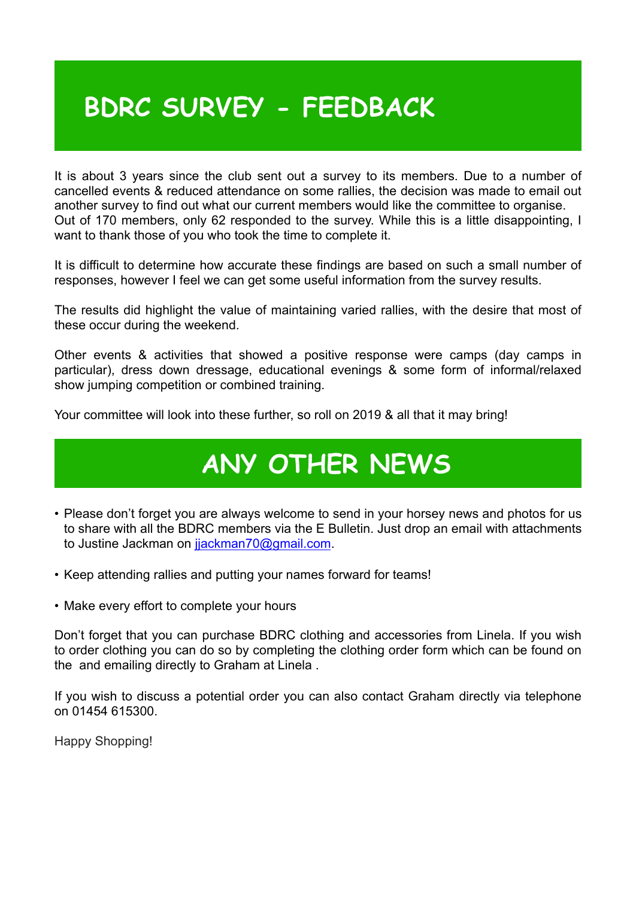# BDRC SURVEY - FEEDBACK

It is about 3 years since the club sent out a survey to its members. Due to a number of cancelled events & reduced attendance on some rallies, the decision was made to email out another survey to find out what our current members would like the committee to organise. Out of 170 members, only 62 responded to the survey. While this is a little disappointing, I want to thank those of you who took the time to complete it.

It is difficult to determine how accurate these findings are based on such a small number of responses, however I feel we can get some useful information from the survey results.

The results did highlight the value of maintaining varied rallies, with the desire that most of these occur during the weekend.

Other events & activities that showed a positive response were camps (day camps in particular), dress down dressage, educational evenings & some form of informal/relaxed show jumping competition or combined training.

Your committee will look into these further, so roll on 2019 & all that it may bring!

# ANY OTHER NEWS

- Please don't forget you are always welcome to send in your horsey news and photos for us to share with all the BDRC members via the E Bulletin. Just drop an email with attachments to Justine Jackman on [jjackman70@gmail.com](mailto:jjackman70@gmail.com).
- Keep attending rallies and putting your names forward for teams!
- Make every effort to complete your hours

Don't forget that you can purchase BDRC clothing and accessories from Linela. If you wish to order clothing you can do so by completing the clothing order form which can be found on the  and emailing directly to Graham at Linela .

If you wish to discuss a potential order you can also contact Graham directly via telephone on 01454 615300.

Happy Shopping!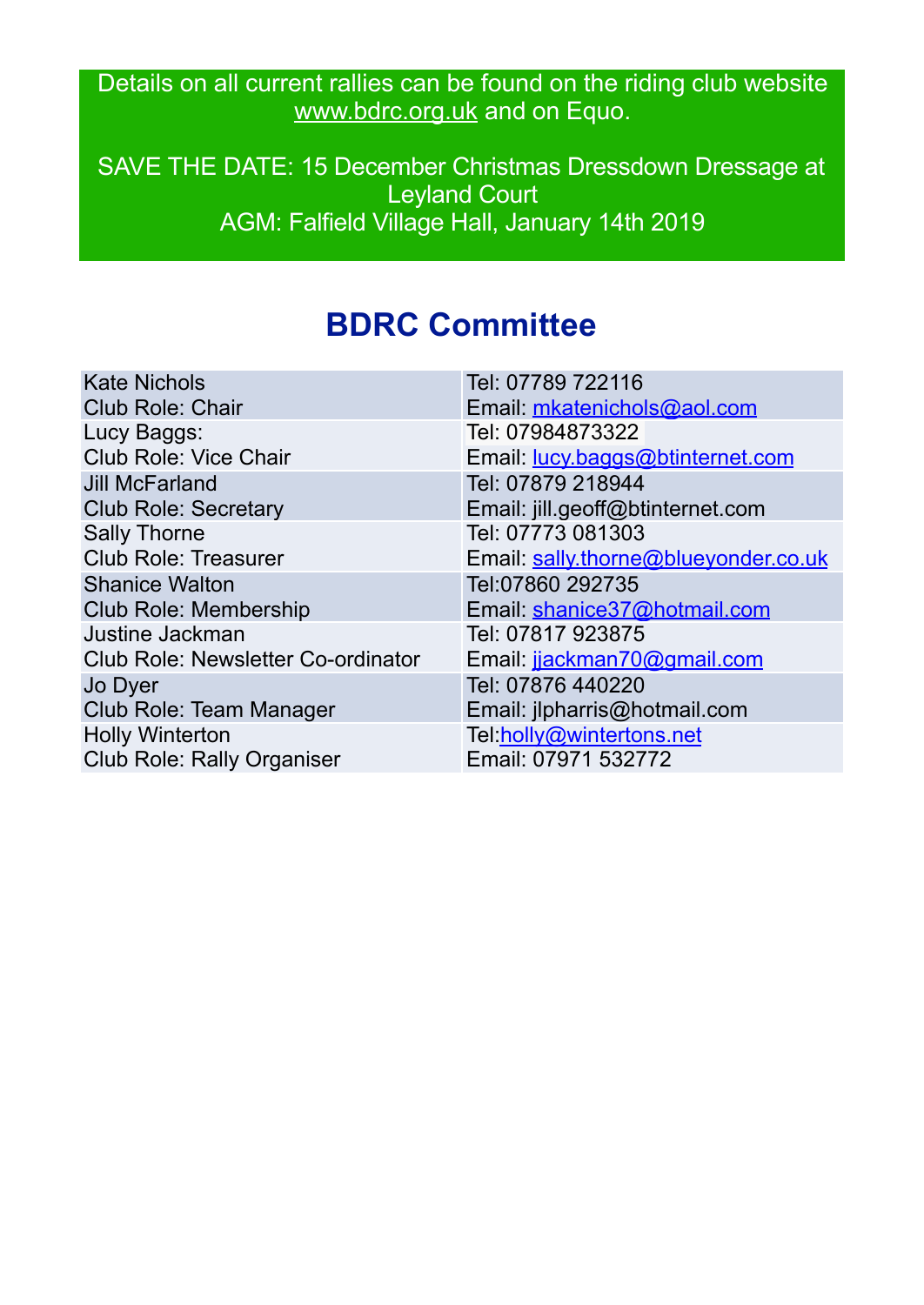Details on all current rallies can be found on the riding club website www.bdrc.org.uk and on Equo.

SAVE THE DATE: 15 December Christmas Dressdown Dressage at Leyland Court
AGM: Falfield Village Hall, January 14th 2019

## BDRC Committee

| | |
|---|---|
| Kate Nichols<br>Club Role: Chair | Tel: 07789 722116<br>Email: mkatenichols@aol.com |
| Lucy Baggs:<br>Club Role: Vice Chair | Tel: 07984873322<br>Email: lucy.baggs@btinternet.com |
| Jill McFarland<br>Club Role: Secretary | Tel: 07879 218944<br>Email: jill.geoff@btinternet.com |
| Sally Thorne<br>Club Role: Treasurer | Tel: 07773 081303<br>Email: sally.thorne@blueyonder.co.uk |
| Shanice Walton<br>Club Role: Membership | Tel:07860 292735<br>Email: shanice37@hotmail.com |
| Justine Jackman<br>Club Role: Newsletter Co-ordinator | Tel: 07817 923875<br>Email: jjackman70@gmail.com |
| Jo Dyer<br>Club Role: Team Manager | Tel: 07876 440220<br>Email: jlpharris@hotmail.com |
| Holly Winterton<br>Club Role: Rally Organiser | Tel:holly@wintertons.net<br>Email: 07971 532772 |